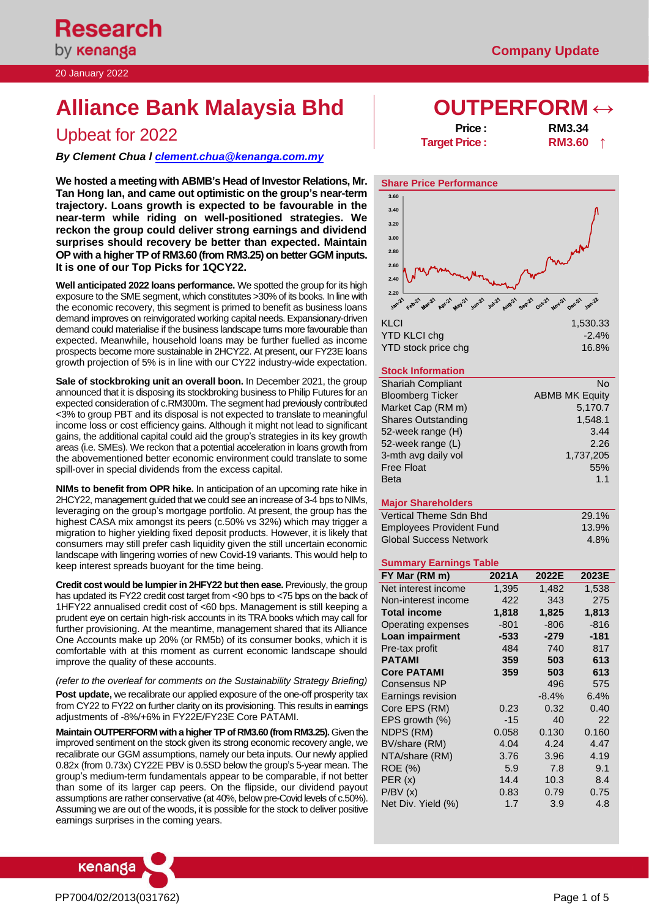Research by kenanga

20 January 2022

Company Update

# Alliance Bank Malaysia Bhd

## Upbeat for 2022

***By Clement Chua l clement.chua@kenanga.com.my***

## OUTPERFORM ↔

| | |
|---|---|
| **Price :** | **RM3.34** |
| **Target Price :** | **RM3.60 ↑** |

**We hosted a meeting with ABMB's Head of Investor Relations, Mr. Tan Hong Ian, and came out optimistic on the group's near-term trajectory. Loans growth is expected to be favourable in the near-term while riding on well-positioned strategies. We reckon the group could deliver strong earnings and dividend surprises should recovery be better than expected. Maintain OP with a higher TP of RM3.60 (from RM3.25) on better GGM inputs. It is one of our Top Picks for 1QCY22.**

**Well anticipated 2022 loans performance.** We spotted the group for its high exposure to the SME segment, which constitutes >30% of its books. In line with the economic recovery, this segment is primed to benefit as business loans demand improves on reinvigorated working capital needs. Expansionary-driven demand could materialise if the business landscape turns more favourable than expected. Meanwhile, household loans may be further fuelled as income prospects become more sustainable in 2HCY22. At present, our FY23E loans growth projection of 5% is in line with our CY22 industry-wide expectation.

**Sale of stockbroking unit an overall boon.** In December 2021, the group announced that it is disposing its stockbroking business to Philip Futures for an expected consideration of c.RM300m. The segment had previously contributed <3% to group PBT and its disposal is not expected to translate to meaningful income loss or cost efficiency gains. Although it might not lead to significant gains, the additional capital could aid the group's strategies in its key growth areas (i.e. SMEs). We reckon that a potential acceleration in loans growth from the abovementioned better economic environment could translate to some spill-over in special dividends from the excess capital.

**NIMs to benefit from OPR hike.** In anticipation of an upcoming rate hike in 2HCY22, management guided that we could see an increase of 3-4 bps to NIMs, leveraging on the group's mortgage portfolio. At present, the group has the highest CASA mix amongst its peers (c.50% vs 32%) which may trigger a migration to higher yielding fixed deposit products. However, it is likely that consumers may still prefer cash liquidity given the still uncertain economic landscape with lingering worries of new Covid-19 variants. This would help to keep interest spreads buoyant for the time being.

**Credit cost would be lumpier in 2HFY22 but then ease.** Previously, the group has updated its FY22 credit cost target from <90 bps to <75 bps on the back of 1HFY22 annualised credit cost of <60 bps. Management is still keeping a prudent eye on certain high-risk accounts in its TRA books which may call for further provisioning. At the meantime, management shared that its Alliance One Accounts make up 20% (or RM5b) of its consumer books, which it is comfortable with at this moment as current economic landscape should improve the quality of these accounts.

*(refer to the overleaf for comments on the Sustainability Strategy Briefing)*

**Post update,** we recalibrate our applied exposure of the one-off prosperity tax from CY22 to FY22 on further clarity on its provisioning. This results in earnings adjustments of -8%/+6% in FY22E/FY23E Core PATAMI.

**Maintain OUTPERFORM with a higher TP of RM3.60 (from RM3.25).** Given the improved sentiment on the stock given its strong economic recovery angle, we recalibrate our GGM assumptions, namely our beta inputs. Our newly applied 0.82x (from 0.73x) CY22E PBV is 0.5SD below the group's 5-year mean. The group's medium-term fundamentals appear to be comparable, if not better than some of its larger cap peers. On the flipside, our dividend payout assumptions are rather conservative (at 40%, below pre-Covid levels of c.50%). Assuming we are out of the woods, it is possible for the stock to deliver positive earnings surprises in the coming years.

### Share Price Performance

| | |
|---|---|
| KLCI | 1,530.33 |
| YTD KLCI chg | -2.4% |
| YTD stock price chg | 16.8% |

### Stock Information

| | |
|---|---|
| Shariah Compliant | No |
| Bloomberg Ticker | ABMB MK Equity |
| Market Cap (RM m) | 5,170.7 |
| Shares Outstanding | 1,548.1 |
| 52-week range (H) | 3.44 |
| 52-week range (L) | 2.26 |
| 3-mth avg daily vol | 1,737,205 |
| Free Float | 55% |
| Beta | 1.1 |

### Major Shareholders

| | |
|---|---|
| Vertical Theme Sdn Bhd | 29.1% |
| Employees Provident Fund | 13.9% |
| Global Success Network | 4.8% |

### Summary Earnings Table

| FY Mar (RM m) | 2021A | 2022E | 2023E |
|---|---|---|---|
| Net interest income | 1,395 | 1,482 | 1,538 |
| Non-interest income | 422 | 343 | 275 |
| **Total income** | **1,818** | **1,825** | **1,813** |
| Operating expenses | -801 | -806 | -816 |
| **Loan impairment** | **-533** | **-279** | **-181** |
| Pre-tax profit | 484 | 740 | 817 |
| **PATAMI** | **359** | **503** | **613** |
| **Core PATAMI** | **359** | **503** | **613** |
| Consensus NP | | 496 | 575 |
| Earnings revision | | -8.4% | 6.4% |
| Core EPS (RM) | 0.23 | 0.32 | 0.40 |
| EPS growth (%) | -15 | 40 | 22 |
| NDPS (RM) | 0.058 | 0.130 | 0.160 |
| BV/share (RM) | 4.04 | 4.24 | 4.47 |
| NTA/share (RM) | 3.76 | 3.96 | 4.19 |
| ROE (%) | 5.9 | 7.8 | 9.1 |
| PER (x) | 14.4 | 10.3 | 8.4 |
| P/BV (x) | 0.83 | 0.79 | 0.75 |
| Net Div. Yield (%) | 1.7 | 3.9 | 4.8 |

PP7004/02/2013(031762)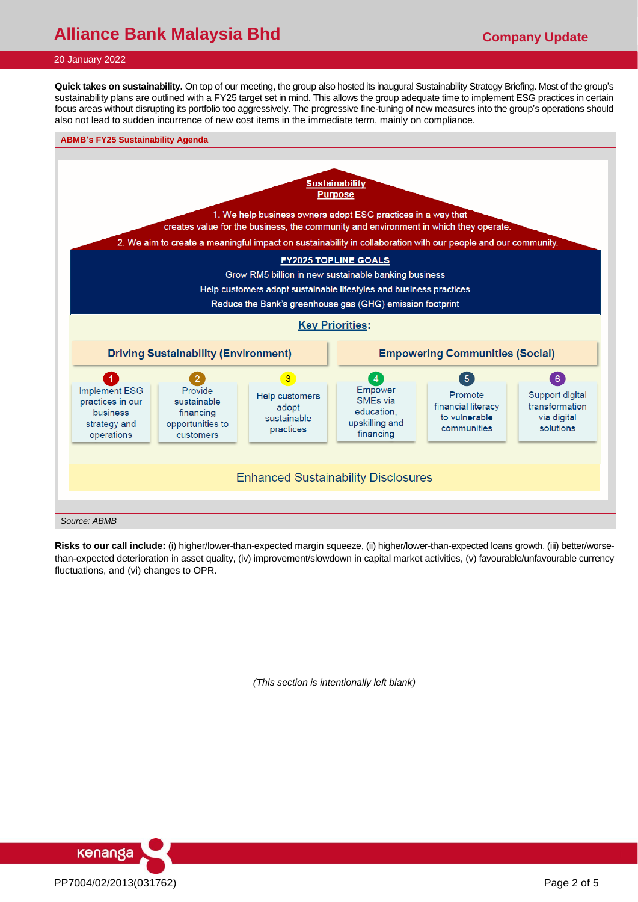**Quick takes on sustainability.** On top of our meeting, the group also hosted its inaugural Sustainability Strategy Briefing. Most of the group's sustainability plans are outlined with a FY25 target set in mind. This allows the group adequate time to implement ESG practices in certain focus areas without disrupting its portfolio too aggressively. The progressive fine-tuning of new measures into the group's operations should also not lead to sudden incurrence of new cost items in the immediate term, mainly on compliance.

**ABMB's FY25 Sustainability Agenda**

**Sustainability Purpose**

1. We help business owners adopt ESG practices in a way that creates value for the business, the community and environment in which they operate.
2. We aim to create a meaningful impact on sustainability in collaboration with our people and our community.

**FY2025 TOPLINE GOALS**

Grow RM5 billion in new sustainable banking business

Help customers adopt sustainable lifestyles and business practices

Reduce the Bank's greenhouse gas (GHG) emission footprint

**Key Priorities:**

| Driving Sustainability (Environment) | | | Empowering Communities (Social) | | |
|---|---|---|---|---|---|
| 1. Implement ESG practices in our business strategy and operations | 2. Provide sustainable financing opportunities to customers | 3. Help customers adopt sustainable practices | 4. Empower SMEs via education, upskilling and financing | 5. Promote financial literacy to vulnerable communities | 6. Support digital transformation via digital solutions |

Enhanced Sustainability Disclosures

*Source: ABMB*

**Risks to our call include:** (i) higher/lower-than-expected margin squeeze, (ii) higher/lower-than-expected loans growth, (iii) better/worse-than-expected deterioration in asset quality, (iv) improvement/slowdown in capital market activities, (v) favourable/unfavourable currency fluctuations, and (vi) changes to OPR.

*(This section is intentionally left blank)*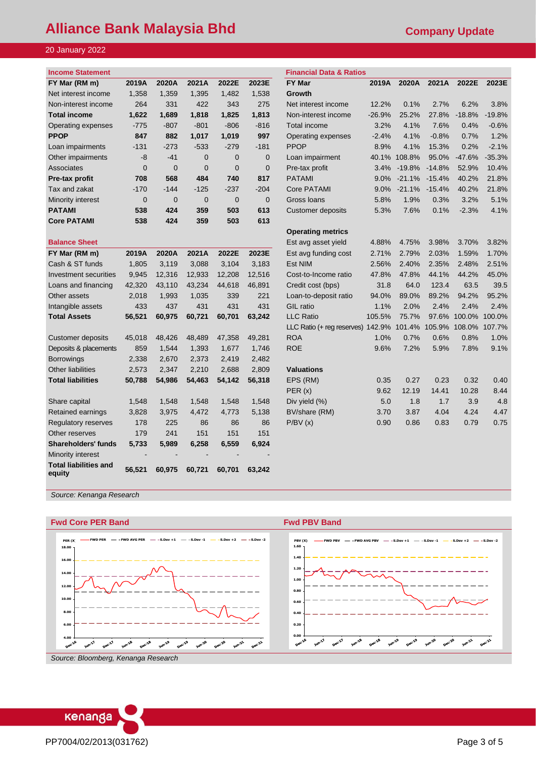# Alliance Bank Malaysia Bhd

**Company Update**

20 January 2022

### Income Statement

| FY Mar (RM m) | 2019A | 2020A | 2021A | 2022E | 2023E |
|---|---|---|---|---|---|
| Net interest income | 1,358 | 1,359 | 1,395 | 1,482 | 1,538 |
| Non-interest income | 264 | 331 | 422 | 343 | 275 |
| **Total income** | **1,622** | **1,689** | **1,818** | **1,825** | **1,813** |
| Operating expenses | -775 | -807 | -801 | -806 | -816 |
| **PPOP** | **847** | **882** | **1,017** | **1,019** | **997** |
| Loan impairments | -131 | -273 | -533 | -279 | -181 |
| Other impairments | -8 | -41 | 0 | 0 | 0 |
| Associates | 0 | 0 | 0 | 0 | 0 |
| **Pre-tax profit** | **708** | **568** | **484** | **740** | **817** |
| Tax and zakat | -170 | -144 | -125 | -237 | -204 |
| Minority interest | 0 | 0 | 0 | 0 | 0 |
| **PATAMI** | **538** | **424** | **359** | **503** | **613** |
| **Core PATAMI** | **538** | **424** | **359** | **503** | **613** |

### Balance Sheet

| FY Mar (RM m) | 2019A | 2020A | 2021A | 2022E | 2023E |
|---|---|---|---|---|---|
| Cash & ST funds | 1,805 | 3,119 | 3,088 | 3,104 | 3,183 |
| Investment securities | 9,945 | 12,316 | 12,933 | 12,208 | 12,516 |
| Loans and financing | 42,320 | 43,110 | 43,234 | 44,618 | 46,891 |
| Other assets | 2,018 | 1,993 | 1,035 | 339 | 221 |
| Intangible assets | 433 | 437 | 431 | 431 | 431 |
| **Total Assets** | **56,521** | **60,975** | **60,721** | **60,701** | **63,242** |
| | | | | | |
| Customer deposits | 45,018 | 48,426 | 48,489 | 47,358 | 49,281 |
| Deposits & placements | 859 | 1,544 | 1,393 | 1,677 | 1,746 |
| Borrowings | 2,338 | 2,670 | 2,373 | 2,419 | 2,482 |
| Other liabilities | 2,573 | 2,347 | 2,210 | 2,688 | 2,809 |
| **Total liabilities** | **50,788** | **54,986** | **54,463** | **54,142** | **56,318** |
| | | | | | |
| Share capital | 1,548 | 1,548 | 1,548 | 1,548 | 1,548 |
| Retained earnings | 3,828 | 3,975 | 4,472 | 4,773 | 5,138 |
| Regulatory reserves | 178 | 225 | 86 | 86 | 86 |
| Other reserves | 179 | 241 | 151 | 151 | 151 |
| **Shareholders' funds** | **5,733** | **5,989** | **6,258** | **6,559** | **6,924** |
| Minority interest | - | - | - | - | - |
| **Total liabilities and equity** | **56,521** | **60,975** | **60,721** | **60,701** | **63,242** |

### Financial Data & Ratios

| FY Mar | 2019A | 2020A | 2021A | 2022E | 2023E |
|---|---|---|---|---|---|
| **Growth** | | | | | |
| Net interest income | 12.2% | 0.1% | 2.7% | 6.2% | 3.8% |
| Non-interest income | -26.9% | 25.2% | 27.8% | -18.8% | -19.8% |
| Total income | 3.2% | 4.1% | 7.6% | 0.4% | -0.6% |
| Operating expenses | -2.4% | 4.1% | -0.8% | 0.7% | 1.2% |
| PPOP | 8.9% | 4.1% | 15.3% | 0.2% | -2.1% |
| Loan impairment | 40.1% | 108.8% | 95.0% | -47.6% | -35.3% |
| Pre-tax profit | 3.4% | -19.8% | -14.8% | 52.9% | 10.4% |
| PATAMI | 9.0% | -21.1% | -15.4% | 40.2% | 21.8% |
| Core PATAMI | 9.0% | -21.1% | -15.4% | 40.2% | 21.8% |
| Gross loans | 5.8% | 1.9% | 0.3% | 3.2% | 5.1% |
| Customer deposits | 5.3% | 7.6% | 0.1% | -2.3% | 4.1% |
| | | | | | |
| **Operating metrics** | | | | | |
| Est avg asset yield | 4.88% | 4.75% | 3.98% | 3.70% | 3.82% |
| Est avg funding cost | 2.71% | 2.79% | 2.03% | 1.59% | 1.70% |
| Est NIM | 2.56% | 2.40% | 2.35% | 2.48% | 2.51% |
| Cost-to-Income ratio | 47.8% | 47.8% | 44.1% | 44.2% | 45.0% |
| Credit cost (bps) | 31.8 | 64.0 | 123.4 | 63.5 | 39.5 |
| Loan-to-deposit ratio | 94.0% | 89.0% | 89.2% | 94.2% | 95.2% |
| GIL ratio | 1.1% | 2.0% | 2.4% | 2.4% | 2.4% |
| LLC Ratio | 105.5% | 75.7% | 97.6% | 100.0% | 100.0% |
| LLC Ratio (+ reg reserves) | 142.9% | 101.4% | 105.9% | 108.0% | 107.7% |
| ROA | 1.0% | 0.7% | 0.6% | 0.8% | 1.0% |
| ROE | 9.6% | 7.2% | 5.9% | 7.8% | 9.1% |
| | | | | | |
| **Valuations** | | | | | |
| EPS (RM) | 0.35 | 0.27 | 0.23 | 0.32 | 0.40 |
| PER (x) | 9.62 | 12.19 | 14.41 | 10.28 | 8.44 |
| Div yield (%) | 5.0 | 1.8 | 1.7 | 3.9 | 4.8 |
| BV/share (RM) | 3.70 | 3.87 | 4.04 | 4.24 | 4.47 |
| P/BV (x) | 0.90 | 0.86 | 0.83 | 0.79 | 0.75 |

*Source: Kenanga Research*

### Fwd Core PER Band

### Fwd PBV Band

*Source: Bloomberg, Kenanga Research*

PP7004/02/2013(031762)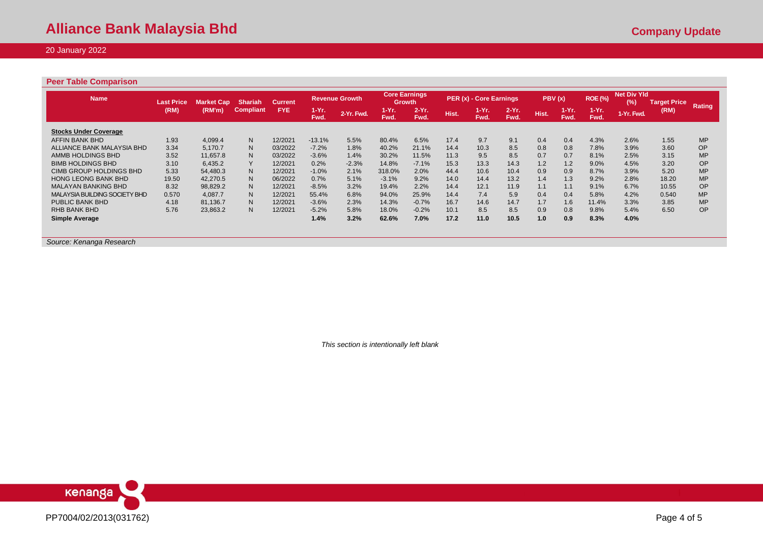## Peer Table Comparison

| Name | Last Price (RM) | Market Cap (RM'm) | Shariah Compliant | Current FYE | Revenue Growth | | Core Earnings Growth | | PER (x) - Core Earnings | | | PBV (x) | | ROE (%) | Net Div Yld (%) | Target Price (RM) | Rating |
|---|---|---|---|---|---|---|---|---|---|---|---|---|---|---|---|---|---|
| | | | | | 1-Yr. Fwd. | 2-Yr. Fwd. | 1-Yr. Fwd. | 2-Yr. Fwd. | Hist. | 1-Yr. Fwd. | 2-Yr. Fwd. | Hist. | 1-Yr. Fwd. | 1-Yr. Fwd. | 1-Yr. Fwd. | | |
| **Stocks Under Coverage** | | | | | | | | | | | | | | | | | |
| AFFIN BANK BHD | 1.93 | 4,099.4 | N | 12/2021 | -13.1% | 5.5% | 80.4% | 6.5% | 17.4 | 9.7 | 9.1 | 0.4 | 0.4 | 4.3% | 2.6% | 1.55 | MP |
| ALLIANCE BANK MALAYSIA BHD | 3.34 | 5,170.7 | N | 03/2022 | -7.2% | 1.8% | 40.2% | 21.1% | 14.4 | 10.3 | 8.5 | 0.8 | 0.8 | 7.8% | 3.9% | 3.60 | OP |
| AMMB HOLDINGS BHD | 3.52 | 11,657.8 | N | 03/2022 | -3.6% | 1.4% | 30.2% | 11.5% | 11.3 | 9.5 | 8.5 | 0.7 | 0.7 | 8.1% | 2.5% | 3.15 | MP |
| BIMB HOLDINGS BHD | 3.10 | 6,435.2 | Y | 12/2021 | 0.2% | -2.3% | 14.8% | -7.1% | 15.3 | 13.3 | 14.3 | 1.2 | 1.2 | 9.0% | 4.5% | 3.20 | OP |
| CIMB GROUP HOLDINGS BHD | 5.33 | 54,480.3 | N | 12/2021 | -1.0% | 2.1% | 318.0% | 2.0% | 44.4 | 10.6 | 10.4 | 0.9 | 0.9 | 8.7% | 3.9% | 5.20 | MP |
| HONG LEONG BANK BHD | 19.50 | 42,270.5 | N | 06/2022 | 0.7% | 5.1% | -3.1% | 9.2% | 14.0 | 14.4 | 13.2 | 1.4 | 1.3 | 9.2% | 2.8% | 18.20 | MP |
| MALAYAN BANKING BHD | 8.32 | 98,829.2 | N | 12/2021 | -8.5% | 3.2% | 19.4% | 2.2% | 14.4 | 12.1 | 11.9 | 1.1 | 1.1 | 9.1% | 6.7% | 10.55 | OP |
| MALAYSIA BUILDING SOCIETY BHD | 0.570 | 4,087.7 | N | 12/2021 | 55.4% | 6.8% | 94.0% | 25.9% | 14.4 | 7.4 | 5.9 | 0.4 | 0.4 | 5.8% | 4.2% | 0.540 | MP |
| PUBLIC BANK BHD | 4.18 | 81,136.7 | N | 12/2021 | -3.6% | 2.3% | 14.3% | -0.7% | 16.7 | 14.6 | 14.7 | 1.7 | 1.6 | 11.4% | 3.3% | 3.85 | MP |
| RHB BANK BHD | 5.76 | 23,863.2 | N | 12/2021 | -5.2% | 5.8% | 18.0% | -0.2% | 10.1 | 8.5 | 8.5 | 0.9 | 0.8 | 9.8% | 5.4% | 6.50 | OP |
| **Simple Average** | | | | | **1.4%** | **3.2%** | **62.6%** | **7.0%** | **17.2** | **11.0** | **10.5** | **1.0** | **0.9** | **8.3%** | **4.0%** | | |

*Source: Kenanga Research*

*This section is intentionally left blank*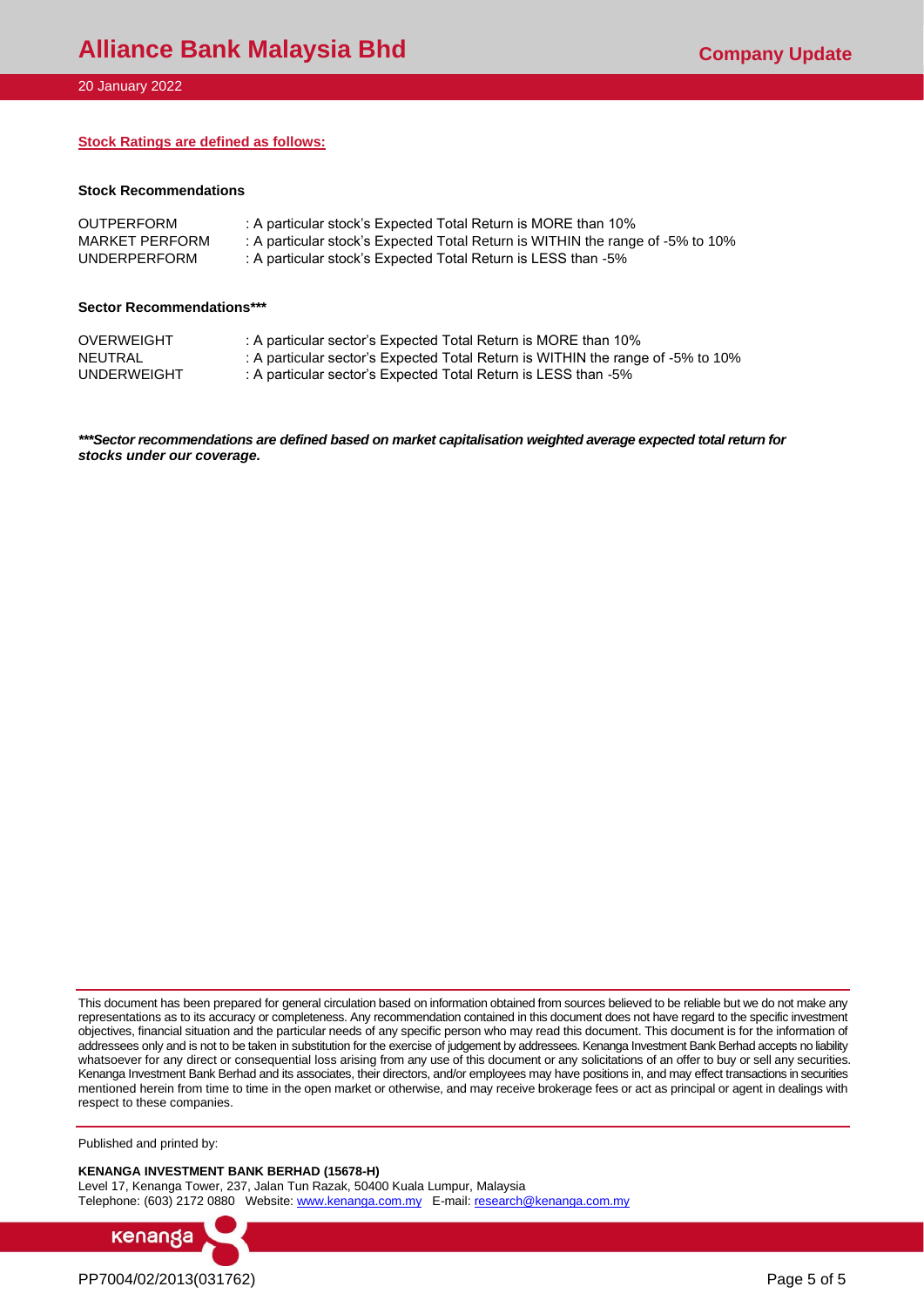**Stock Ratings are defined as follows:**

**Stock Recommendations**

| | |
|---|---|
| OUTPERFORM | : A particular stock's Expected Total Return is MORE than 10% |
| MARKET PERFORM | : A particular stock's Expected Total Return is WITHIN the range of -5% to 10% |
| UNDERPERFORM | : A particular stock's Expected Total Return is LESS than -5% |

**Sector Recommendations*****

| | |
|---|---|
| OVERWEIGHT | : A particular sector's Expected Total Return is MORE than 10% |
| NEUTRAL | : A particular sector's Expected Total Return is WITHIN the range of -5% to 10% |
| UNDERWEIGHT | : A particular sector's Expected Total Return is LESS than -5% |

***\*\*\*Sector recommendations are defined based on market capitalisation weighted average expected total return for stocks under our coverage.***

This document has been prepared for general circulation based on information obtained from sources believed to be reliable but we do not make any representations as to its accuracy or completeness. Any recommendation contained in this document does not have regard to the specific investment objectives, financial situation and the particular needs of any specific person who may read this document. This document is for the information of addressees only and is not to be taken in substitution for the exercise of judgement by addressees. Kenanga Investment Bank Berhad accepts no liability whatsoever for any direct or consequential loss arising from any use of this document or any solicitations of an offer to buy or sell any securities. Kenanga Investment Bank Berhad and its associates, their directors, and/or employees may have positions in, and may effect transactions in securities mentioned herein from time to time in the open market or otherwise, and may receive brokerage fees or act as principal or agent in dealings with respect to these companies.

Published and printed by:

**KENANGA INVESTMENT BANK BERHAD (15678-H)**
Level 17, Kenanga Tower, 237, Jalan Tun Razak, 50400 Kuala Lumpur, Malaysia
Telephone: (603) 2172 0880 Website: www.kenanga.com.my E-mail: research@kenanga.com.my

PP7004/02/2013(031762)